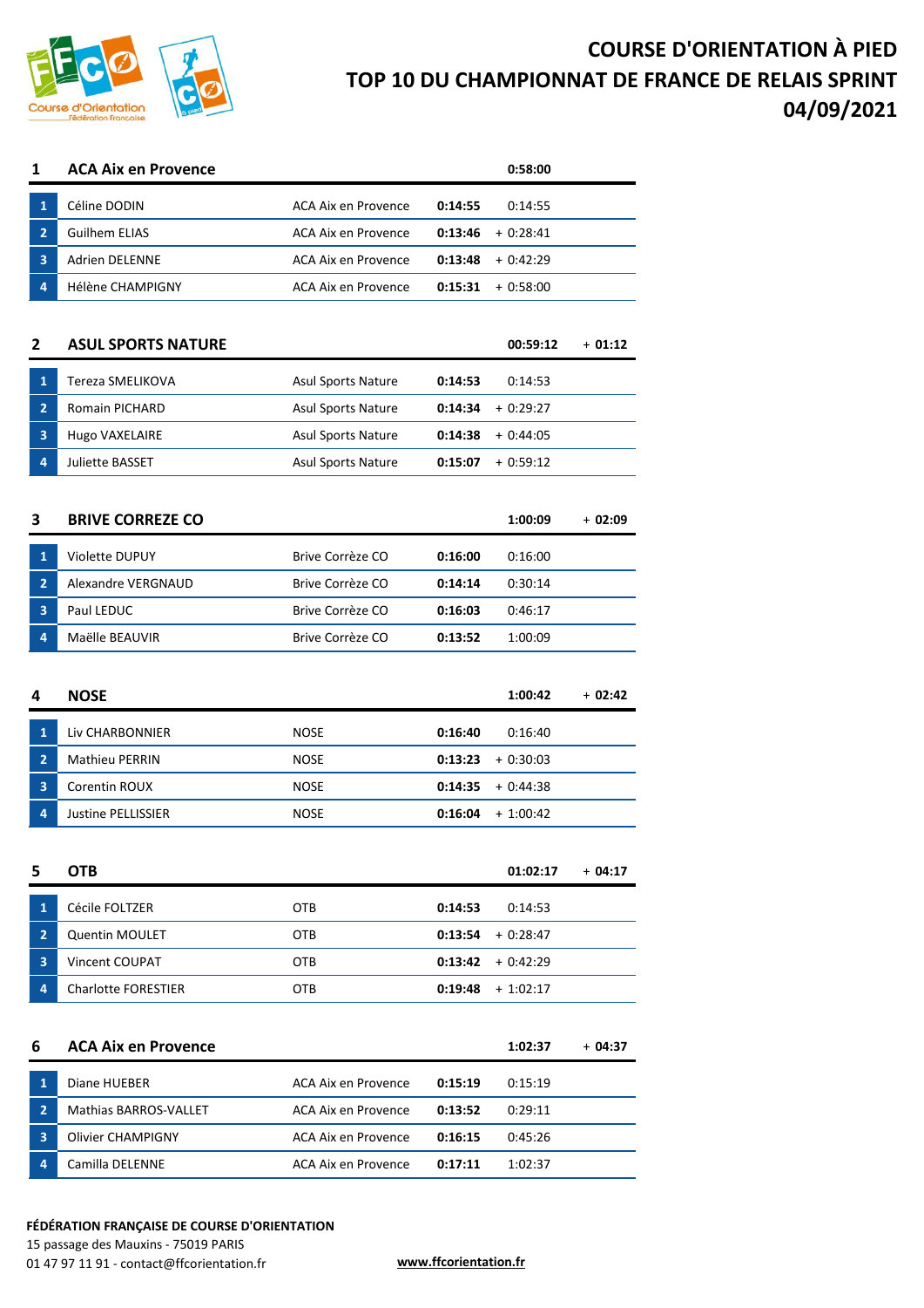# COURSE D'ORIENTATION À PIED
# TOP 10 DU CHAMPIONNAT DE FRANCE DE RELAIS SPRINT
# 04/09/2021

## 1 ACA Aix en Provence — 0:58:00

| | Nom | Club | Temps | Cumul |
|---|---|---|---|---|
| 1 | Céline DODIN | ACA Aix en Provence | **0:14:55** | 0:14:55 |
| 2 | Guilhem ELIAS | ACA Aix en Provence | **0:13:46** | + 0:28:41 |
| 3 | Adrien DELENNE | ACA Aix en Provence | **0:13:48** | + 0:42:29 |
| 4 | Hélène CHAMPIGNY | ACA Aix en Provence | **0:15:31** | + 0:58:00 |

## 2 ASUL SPORTS NATURE — 00:59:12 — + 01:12

| | Nom | Club | Temps | Cumul |
|---|---|---|---|---|
| 1 | Tereza SMELIKOVA | Asul Sports Nature | **0:14:53** | 0:14:53 |
| 2 | Romain PICHARD | Asul Sports Nature | **0:14:34** | + 0:29:27 |
| 3 | Hugo VAXELAIRE | Asul Sports Nature | **0:14:38** | + 0:44:05 |
| 4 | Juliette BASSET | Asul Sports Nature | **0:15:07** | + 0:59:12 |

## 3 BRIVE CORREZE CO — 1:00:09 — + 02:09

| | Nom | Club | Temps | Cumul |
|---|---|---|---|---|
| 1 | Violette DUPUY | Brive Corrèze CO | **0:16:00** | 0:16:00 |
| 2 | Alexandre VERGNAUD | Brive Corrèze CO | **0:14:14** | 0:30:14 |
| 3 | Paul LEDUC | Brive Corrèze CO | **0:16:03** | 0:46:17 |
| 4 | Maëlle BEAUVIR | Brive Corrèze CO | **0:13:52** | 1:00:09 |

## 4 NOSE — 1:00:42 — + 02:42

| | Nom | Club | Temps | Cumul |
|---|---|---|---|---|
| 1 | Liv CHARBONNIER | NOSE | **0:16:40** | 0:16:40 |
| 2 | Mathieu PERRIN | NOSE | **0:13:23** | + 0:30:03 |
| 3 | Corentin ROUX | NOSE | **0:14:35** | + 0:44:38 |
| 4 | Justine PELLISSIER | NOSE | **0:16:04** | + 1:00:42 |

## 5 OTB — 01:02:17 — + 04:17

| | Nom | Club | Temps | Cumul |
|---|---|---|---|---|
| 1 | Cécile FOLTZER | OTB | **0:14:53** | 0:14:53 |
| 2 | Quentin MOULET | OTB | **0:13:54** | + 0:28:47 |
| 3 | Vincent COUPAT | OTB | **0:13:42** | + 0:42:29 |
| 4 | Charlotte FORESTIER | OTB | **0:19:48** | + 1:02:17 |

## 6 ACA Aix en Provence — 1:02:37 — + 04:37

| | Nom | Club | Temps | Cumul |
|---|---|---|---|---|
| 1 | Diane HUEBER | ACA Aix en Provence | **0:15:19** | 0:15:19 |
| 2 | Mathias BARROS-VALLET | ACA Aix en Provence | **0:13:52** | 0:29:11 |
| 3 | Olivier CHAMPIGNY | ACA Aix en Provence | **0:16:15** | 0:45:26 |
| 4 | Camilla DELENNE | ACA Aix en Provence | **0:17:11** | 1:02:37 |

**FÉDÉRATION FRANÇAISE DE COURSE D'ORIENTATION**
15 passage des Mauxins - 75019 PARIS
01 47 97 11 91 - contact@ffcorientation.fr

**www.ffcorientation.fr**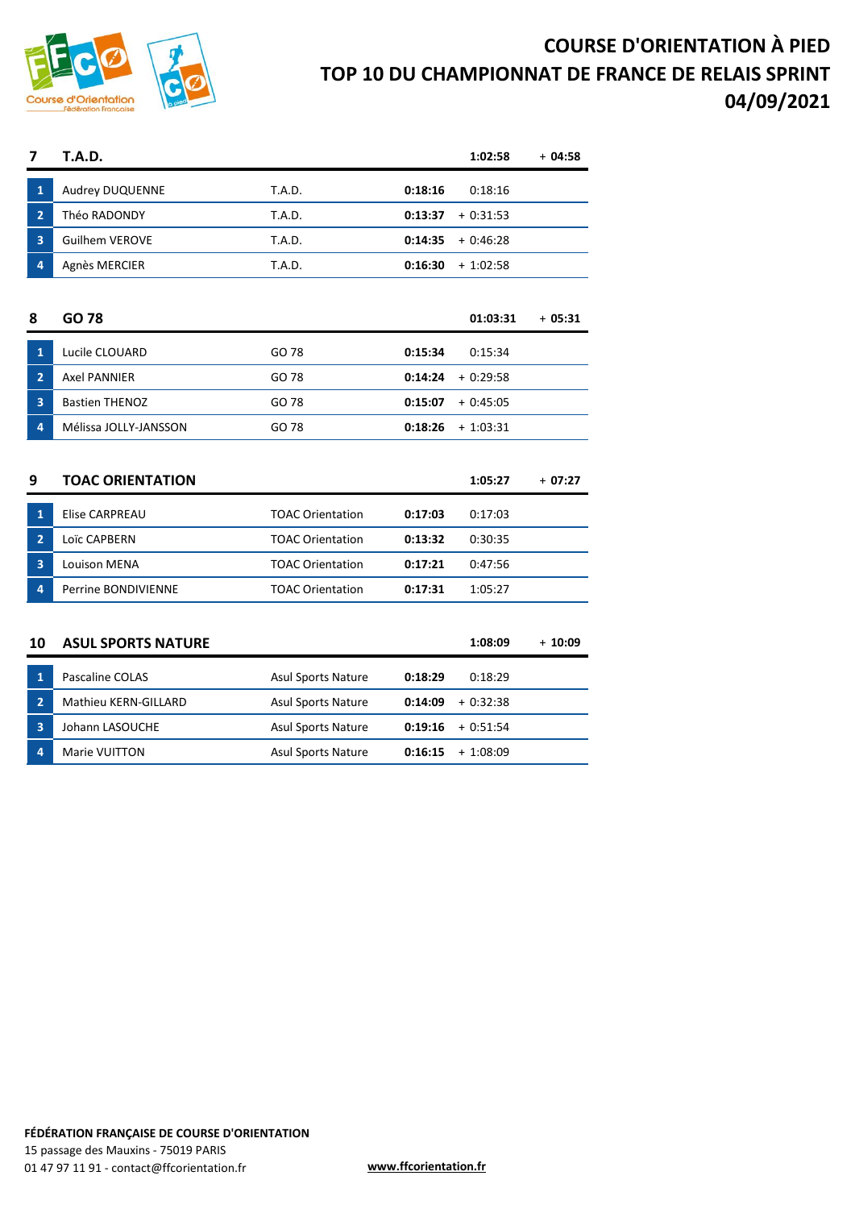# COURSE D'ORIENTATION À PIED
# TOP 10 DU CHAMPIONNAT DE FRANCE DE RELAIS SPRINT
# 04/09/2021

| 7 | T.A.D. | | 1:02:58 | + 04:58 |
|---|---|---|---|---|
| 1 | Audrey DUQUENNE | T.A.D. | 0:18:16 | 0:18:16 |
| 2 | Théo RADONDY | T.A.D. | 0:13:37 | + 0:31:53 |
| 3 | Guilhem VEROVE | T.A.D. | 0:14:35 | + 0:46:28 |
| 4 | Agnès MERCIER | T.A.D. | 0:16:30 | + 1:02:58 |

| 8 | GO 78 | | 01:03:31 | + 05:31 |
|---|---|---|---|---|
| 1 | Lucile CLOUARD | GO 78 | 0:15:34 | 0:15:34 |
| 2 | Axel PANNIER | GO 78 | 0:14:24 | + 0:29:58 |
| 3 | Bastien THENOZ | GO 78 | 0:15:07 | + 0:45:05 |
| 4 | Mélissa JOLLY-JANSSON | GO 78 | 0:18:26 | + 1:03:31 |

| 9 | TOAC ORIENTATION | | 1:05:27 | + 07:27 |
|---|---|---|---|---|
| 1 | Elise CARPREAU | TOAC Orientation | 0:17:03 | 0:17:03 |
| 2 | Loïc CAPBERN | TOAC Orientation | 0:13:32 | 0:30:35 |
| 3 | Louison MENA | TOAC Orientation | 0:17:21 | 0:47:56 |
| 4 | Perrine BONDIVIENNE | TOAC Orientation | 0:17:31 | 1:05:27 |

| 10 | ASUL SPORTS NATURE | | 1:08:09 | + 10:09 |
|---|---|---|---|---|
| 1 | Pascaline COLAS | Asul Sports Nature | 0:18:29 | 0:18:29 |
| 2 | Mathieu KERN-GILLARD | Asul Sports Nature | 0:14:09 | + 0:32:38 |
| 3 | Johann LASOUCHE | Asul Sports Nature | 0:19:16 | + 0:51:54 |
| 4 | Marie VUITTON | Asul Sports Nature | 0:16:15 | + 1:08:09 |

**FÉDÉRATION FRANÇAISE DE COURSE D'ORIENTATION**
15 passage des Mauxins - 75019 PARIS
01 47 97 11 91 - contact@ffcorientation.fr

**www.ffcorientation.fr**